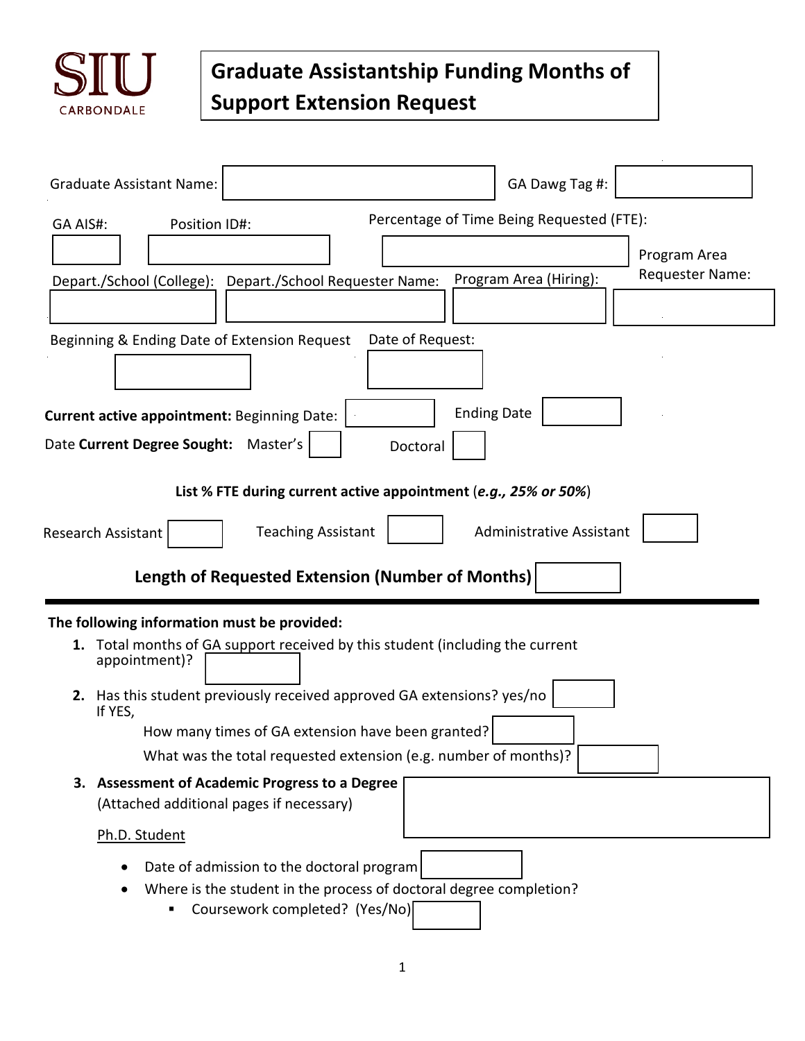SIU CARBONDALE

# Graduate Assistantship Funding Months of Support Extension Request

Graduate Assistant Name: 

GA Dawg Tag #: 

GA AIS#: 

Position ID#: 

Percentage of Time Being Requested (FTE): 

Depart./School (College): 

Depart./School Requester Name: 

Program Area (Hiring): 

Program Area Requester Name: 

Beginning & Ending Date of Extension Request 

Date of Request: 

**Current active appointment:** Beginning Date: 

Ending Date 

Date **Current Degree Sought:** Master's  Doctoral 

**List % FTE during current active appointment** (***e.g., 25% or 50%***)

Research Assistant  Teaching Assistant  Administrative Assistant 

**Length of Requested Extension (Number of Months)** 

---

**The following information must be provided:**

1. Total months of GA support received by this student (including the current appointment)? 
2. Has this student previously received approved GA extensions? yes/no 
   If YES,
   How many times of GA extension have been granted? 
   What was the total requested extension (e.g. number of months)? 
3. **Assessment of Academic Progress to a Degree**
   (Attached additional pages if necessary)

   <u>Ph.D. Student</u>

   - Date of admission to the doctoral program 
   - Where is the student in the process of doctoral degree completion?
     - Coursework completed? (Yes/No)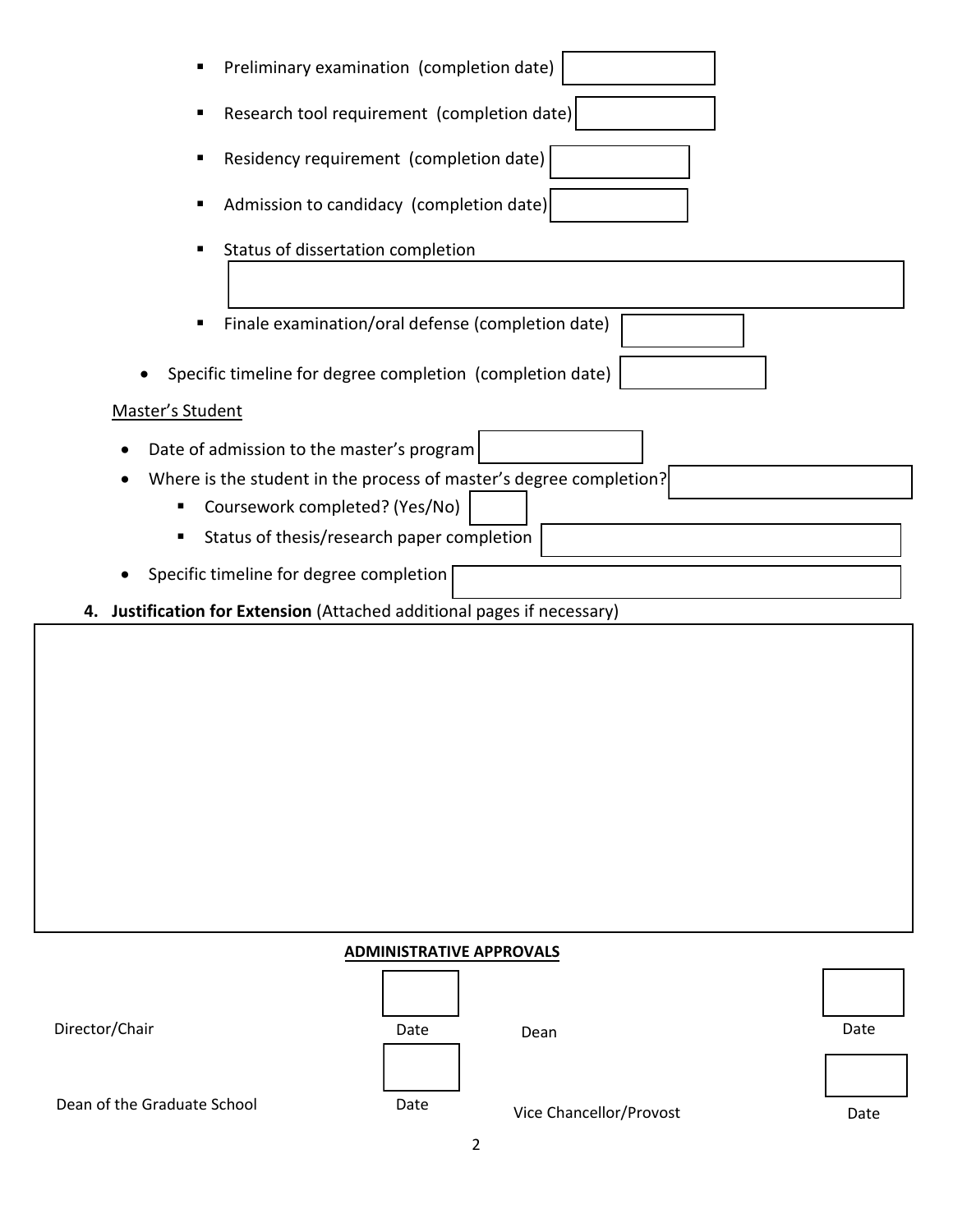- Preliminary examination (completion date)
- Research tool requirement (completion date)
- Residency requirement (completion date)
- Admission to candidacy (completion date)
- Status of dissertation completion
- Finale examination/oral defense (completion date)

- Specific timeline for degree completion (completion date)

Master's Student

- Date of admission to the master's program
- Where is the student in the process of master's degree completion?
  - Coursework completed? (Yes/No)
  - Status of thesis/research paper completion
- Specific timeline for degree completion

4. **Justification for Extension** (Attached additional pages if necessary)

**ADMINISTRATIVE APPROVALS**

| | | | |
|---|---|---|---|
| Director/Chair | Date | Dean | Date |
| Dean of the Graduate School | Date | Vice Chancellor/Provost | Date |